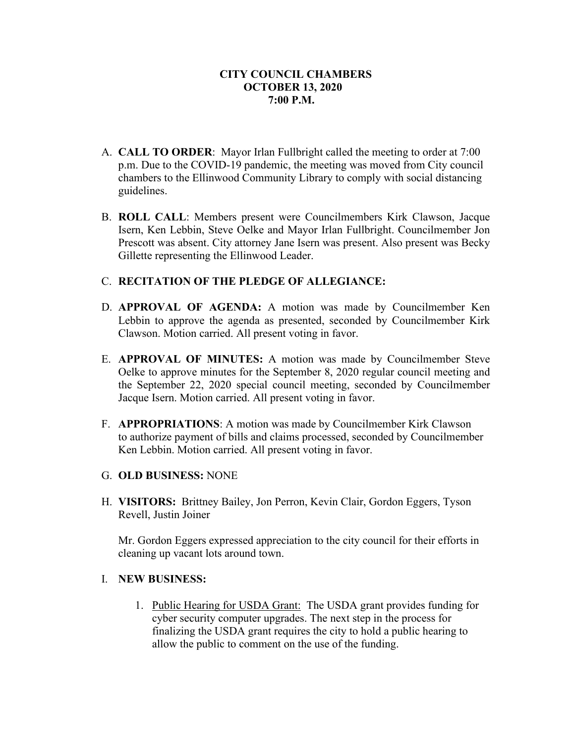**CITY COUNCIL CHAMBERS**
**OCTOBER 13, 2020**
**7:00 P.M.**

A. **CALL TO ORDER**: Mayor Irlan Fullbright called the meeting to order at 7:00 p.m. Due to the COVID-19 pandemic, the meeting was moved from City council chambers to the Ellinwood Community Library to comply with social distancing guidelines.

B. **ROLL CALL**: Members present were Councilmembers Kirk Clawson, Jacque Isern, Ken Lebbin, Steve Oelke and Mayor Irlan Fullbright. Councilmember Jon Prescott was absent. City attorney Jane Isern was present. Also present was Becky Gillette representing the Ellinwood Leader.

C. **RECITATION OF THE PLEDGE OF ALLEGIANCE:**

D. **APPROVAL OF AGENDA:** A motion was made by Councilmember Ken Lebbin to approve the agenda as presented, seconded by Councilmember Kirk Clawson. Motion carried. All present voting in favor.

E. **APPROVAL OF MINUTES:** A motion was made by Councilmember Steve Oelke to approve minutes for the September 8, 2020 regular council meeting and the September 22, 2020 special council meeting, seconded by Councilmember Jacque Isern. Motion carried. All present voting in favor.

F. **APPROPRIATIONS**: A motion was made by Councilmember Kirk Clawson to authorize payment of bills and claims processed, seconded by Councilmember Ken Lebbin. Motion carried. All present voting in favor.

G. **OLD BUSINESS:** NONE

H. **VISITORS:** Brittney Bailey, Jon Perron, Kevin Clair, Gordon Eggers, Tyson Revell, Justin Joiner

   Mr. Gordon Eggers expressed appreciation to the city council for their efforts in cleaning up vacant lots around town.

I. **NEW BUSINESS:**

   1. Public Hearing for USDA Grant: The USDA grant provides funding for cyber security computer upgrades. The next step in the process for finalizing the USDA grant requires the city to hold a public hearing to allow the public to comment on the use of the funding.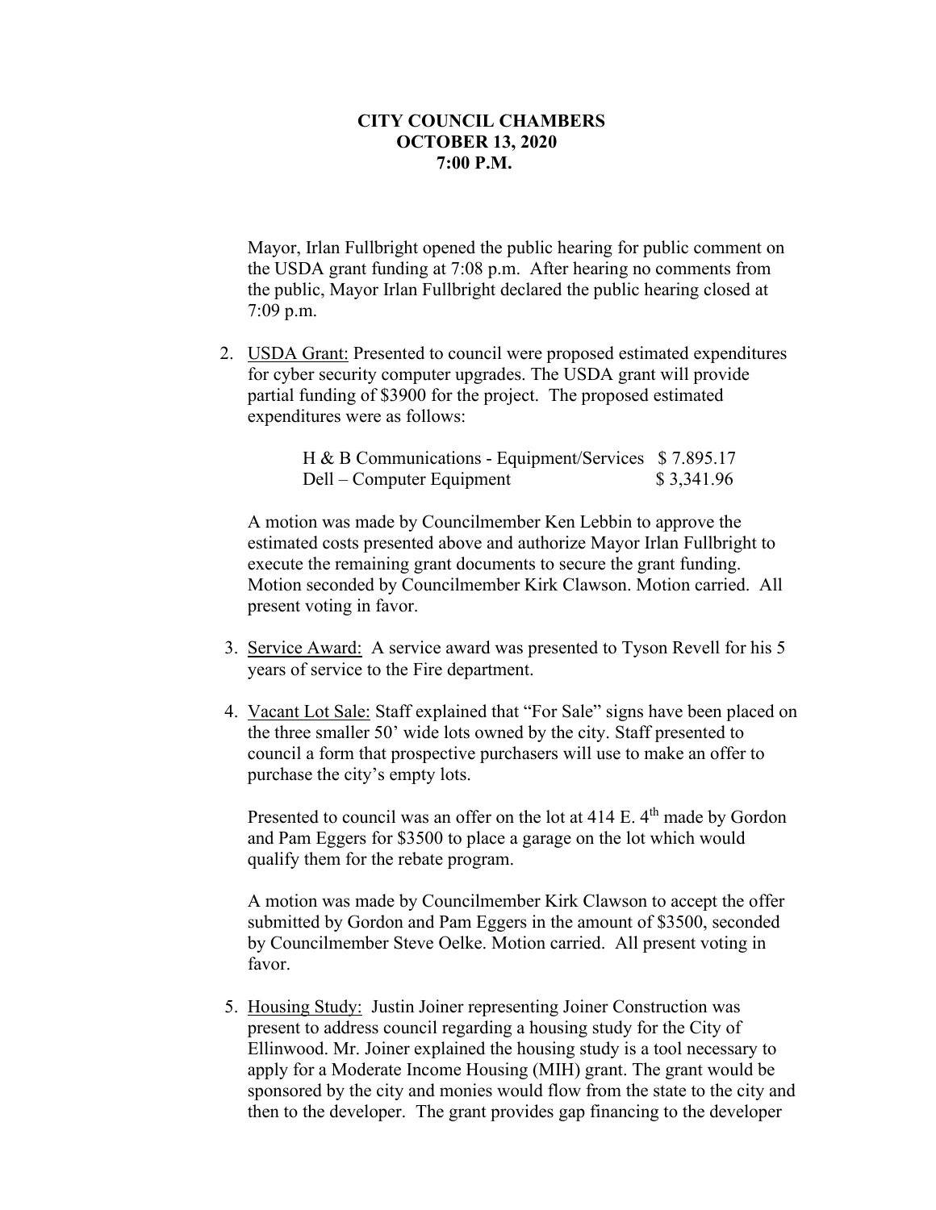**CITY COUNCIL CHAMBERS**
**OCTOBER 13, 2020**
**7:00 P.M.**

Mayor, Irlan Fullbright opened the public hearing for public comment on the USDA grant funding at 7:08 p.m. After hearing no comments from the public, Mayor Irlan Fullbright declared the public hearing closed at 7:09 p.m.

2. USDA Grant: Presented to council were proposed estimated expenditures for cyber security computer upgrades. The USDA grant will provide partial funding of $3900 for the project. The proposed estimated expenditures were as follows:

   H & B Communications - Equipment/Services $ 7.895.17
   Dell – Computer Equipment $ 3,341.96

   A motion was made by Councilmember Ken Lebbin to approve the estimated costs presented above and authorize Mayor Irlan Fullbright to execute the remaining grant documents to secure the grant funding. Motion seconded by Councilmember Kirk Clawson. Motion carried. All present voting in favor.

3. Service Award: A service award was presented to Tyson Revell for his 5 years of service to the Fire department.

4. Vacant Lot Sale: Staff explained that "For Sale" signs have been placed on the three smaller 50' wide lots owned by the city. Staff presented to council a form that prospective purchasers will use to make an offer to purchase the city's empty lots.

   Presented to council was an offer on the lot at 414 E. 4th made by Gordon and Pam Eggers for $3500 to place a garage on the lot which would qualify them for the rebate program.

   A motion was made by Councilmember Kirk Clawson to accept the offer submitted by Gordon and Pam Eggers in the amount of $3500, seconded by Councilmember Steve Oelke. Motion carried. All present voting in favor.

5. Housing Study: Justin Joiner representing Joiner Construction was present to address council regarding a housing study for the City of Ellinwood. Mr. Joiner explained the housing study is a tool necessary to apply for a Moderate Income Housing (MIH) grant. The grant would be sponsored by the city and monies would flow from the state to the city and then to the developer. The grant provides gap financing to the developer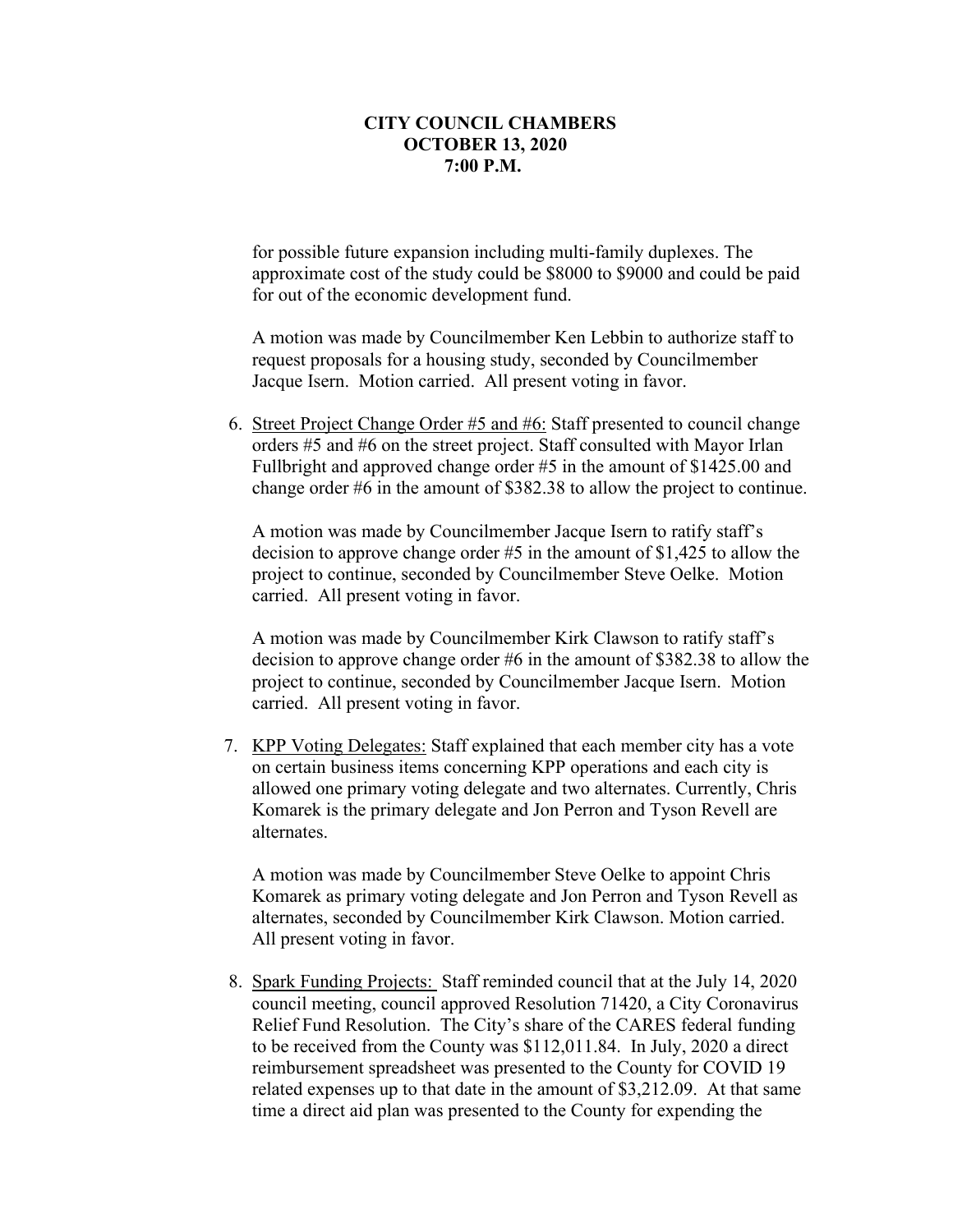**CITY COUNCIL CHAMBERS**
**OCTOBER 13, 2020**
**7:00 P.M.**

for possible future expansion including multi-family duplexes. The approximate cost of the study could be $8000 to $9000 and could be paid for out of the economic development fund.

A motion was made by Councilmember Ken Lebbin to authorize staff to request proposals for a housing study, seconded by Councilmember Jacque Isern. Motion carried. All present voting in favor.

6. Street Project Change Order #5 and #6: Staff presented to council change orders #5 and #6 on the street project. Staff consulted with Mayor Irlan Fullbright and approved change order #5 in the amount of $1425.00 and change order #6 in the amount of $382.38 to allow the project to continue.

   A motion was made by Councilmember Jacque Isern to ratify staff's decision to approve change order #5 in the amount of $1,425 to allow the project to continue, seconded by Councilmember Steve Oelke. Motion carried. All present voting in favor.

   A motion was made by Councilmember Kirk Clawson to ratify staff's decision to approve change order #6 in the amount of $382.38 to allow the project to continue, seconded by Councilmember Jacque Isern. Motion carried. All present voting in favor.

7. KPP Voting Delegates: Staff explained that each member city has a vote on certain business items concerning KPP operations and each city is allowed one primary voting delegate and two alternates. Currently, Chris Komarek is the primary delegate and Jon Perron and Tyson Revell are alternates.

   A motion was made by Councilmember Steve Oelke to appoint Chris Komarek as primary voting delegate and Jon Perron and Tyson Revell as alternates, seconded by Councilmember Kirk Clawson. Motion carried. All present voting in favor.

8. Spark Funding Projects: Staff reminded council that at the July 14, 2020 council meeting, council approved Resolution 71420, a City Coronavirus Relief Fund Resolution. The City's share of the CARES federal funding to be received from the County was $112,011.84. In July, 2020 a direct reimbursement spreadsheet was presented to the County for COVID 19 related expenses up to that date in the amount of $3,212.09. At that same time a direct aid plan was presented to the County for expending the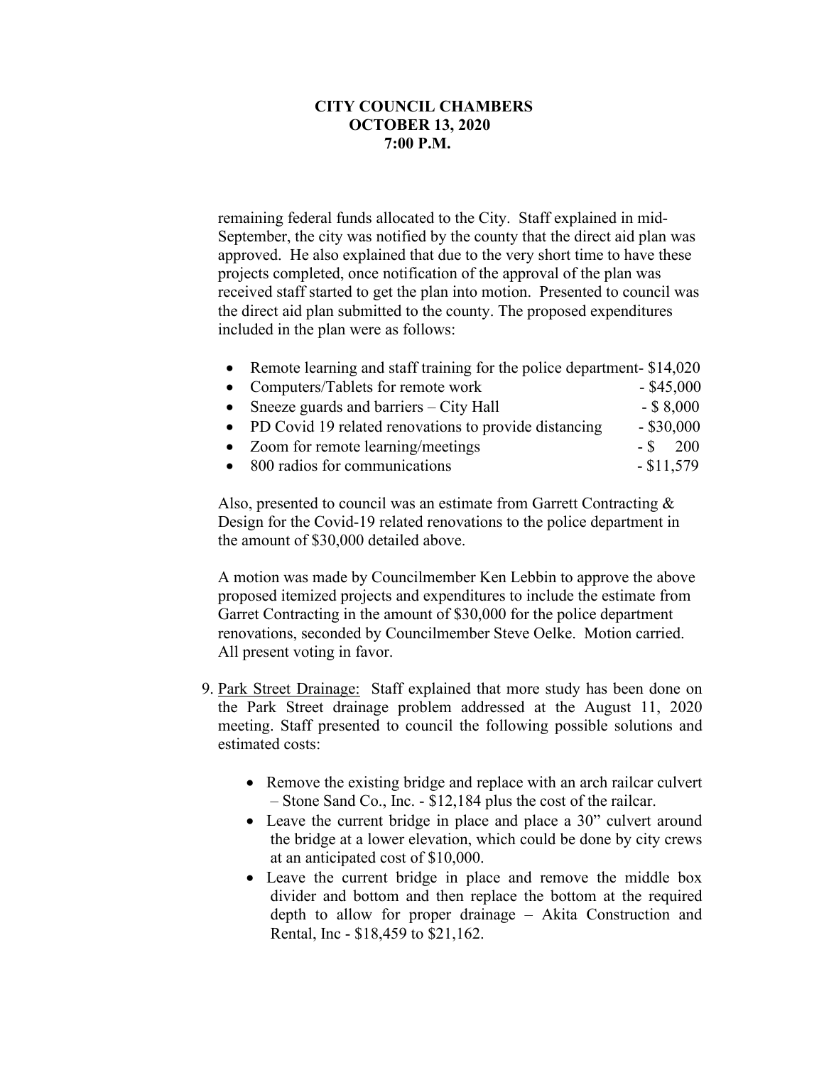**CITY COUNCIL CHAMBERS**
**OCTOBER 13, 2020**
**7:00 P.M.**

remaining federal funds allocated to the City. Staff explained in mid-September, the city was notified by the county that the direct aid plan was approved. He also explained that due to the very short time to have these projects completed, once notification of the approval of the plan was received staff started to get the plan into motion. Presented to council was the direct aid plan submitted to the county. The proposed expenditures included in the plan were as follows:

- Remote learning and staff training for the police department- $14,020
- Computers/Tablets for remote work - $45,000
- Sneeze guards and barriers – City Hall - $ 8,000
- PD Covid 19 related renovations to provide distancing - $30,000
- Zoom for remote learning/meetings - $ 200
- 800 radios for communications - $11,579

Also, presented to council was an estimate from Garrett Contracting & Design for the Covid-19 related renovations to the police department in the amount of $30,000 detailed above.

A motion was made by Councilmember Ken Lebbin to approve the above proposed itemized projects and expenditures to include the estimate from Garret Contracting in the amount of $30,000 for the police department renovations, seconded by Councilmember Steve Oelke. Motion carried. All present voting in favor.

9. Park Street Drainage: Staff explained that more study has been done on the Park Street drainage problem addressed at the August 11, 2020 meeting. Staff presented to council the following possible solutions and estimated costs:

    - Remove the existing bridge and replace with an arch railcar culvert – Stone Sand Co., Inc. - $12,184 plus the cost of the railcar.
    - Leave the current bridge in place and place a 30" culvert around the bridge at a lower elevation, which could be done by city crews at an anticipated cost of $10,000.
    - Leave the current bridge in place and remove the middle box divider and bottom and then replace the bottom at the required depth to allow for proper drainage – Akita Construction and Rental, Inc - $18,459 to $21,162.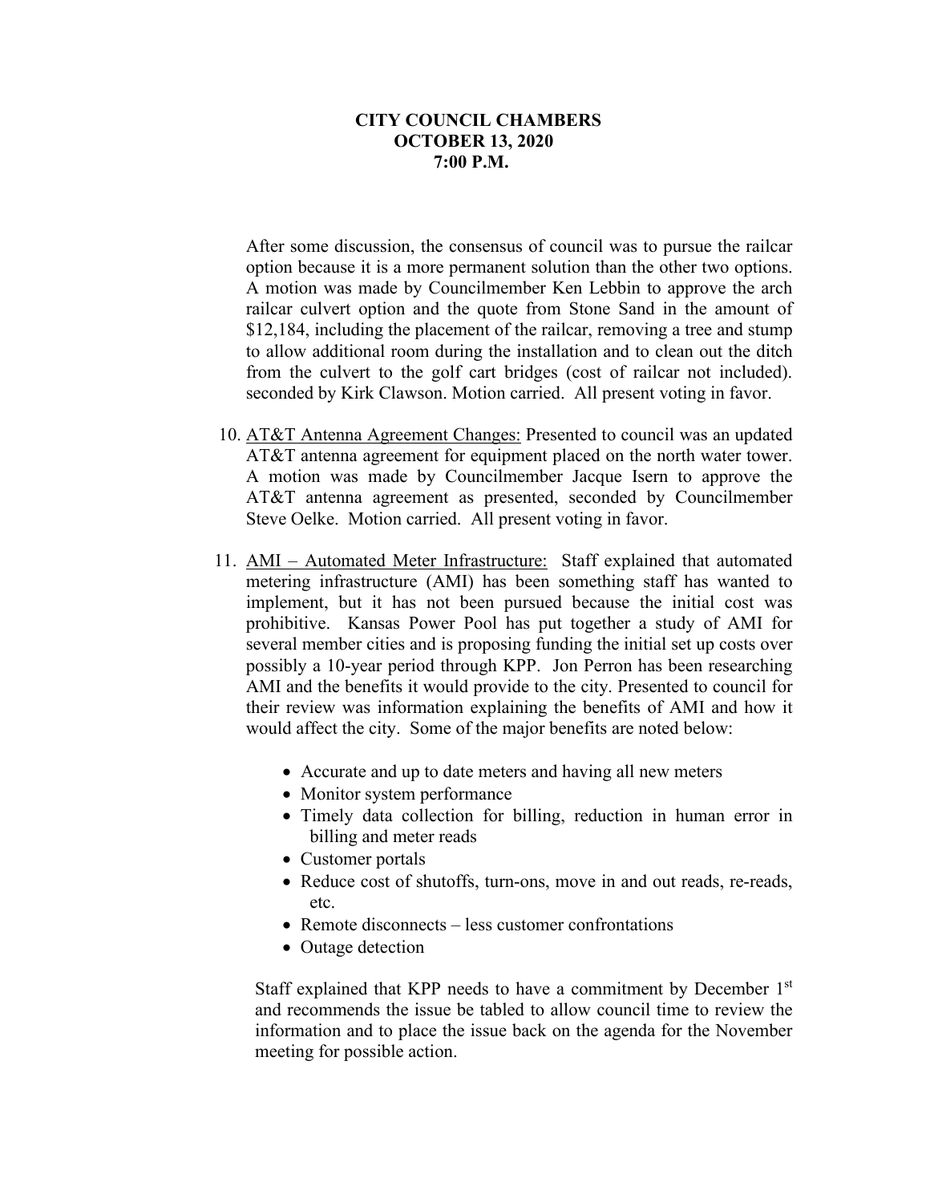**CITY COUNCIL CHAMBERS**
**OCTOBER 13, 2020**
**7:00 P.M.**

After some discussion, the consensus of council was to pursue the railcar option because it is a more permanent solution than the other two options. A motion was made by Councilmember Ken Lebbin to approve the arch railcar culvert option and the quote from Stone Sand in the amount of $12,184, including the placement of the railcar, removing a tree and stump to allow additional room during the installation and to clean out the ditch from the culvert to the golf cart bridges (cost of railcar not included). seconded by Kirk Clawson. Motion carried. All present voting in favor.

10. AT&T Antenna Agreement Changes: Presented to council was an updated AT&T antenna agreement for equipment placed on the north water tower. A motion was made by Councilmember Jacque Isern to approve the AT&T antenna agreement as presented, seconded by Councilmember Steve Oelke. Motion carried. All present voting in favor.

11. AMI – Automated Meter Infrastructure: Staff explained that automated metering infrastructure (AMI) has been something staff has wanted to implement, but it has not been pursued because the initial cost was prohibitive. Kansas Power Pool has put together a study of AMI for several member cities and is proposing funding the initial set up costs over possibly a 10-year period through KPP. Jon Perron has been researching AMI and the benefits it would provide to the city. Presented to council for their review was information explaining the benefits of AMI and how it would affect the city. Some of the major benefits are noted below:

    - Accurate and up to date meters and having all new meters
    - Monitor system performance
    - Timely data collection for billing, reduction in human error in billing and meter reads
    - Customer portals
    - Reduce cost of shutoffs, turn-ons, move in and out reads, re-reads, etc.
    - Remote disconnects – less customer confrontations
    - Outage detection

    Staff explained that KPP needs to have a commitment by December 1st and recommends the issue be tabled to allow council time to review the information and to place the issue back on the agenda for the November meeting for possible action.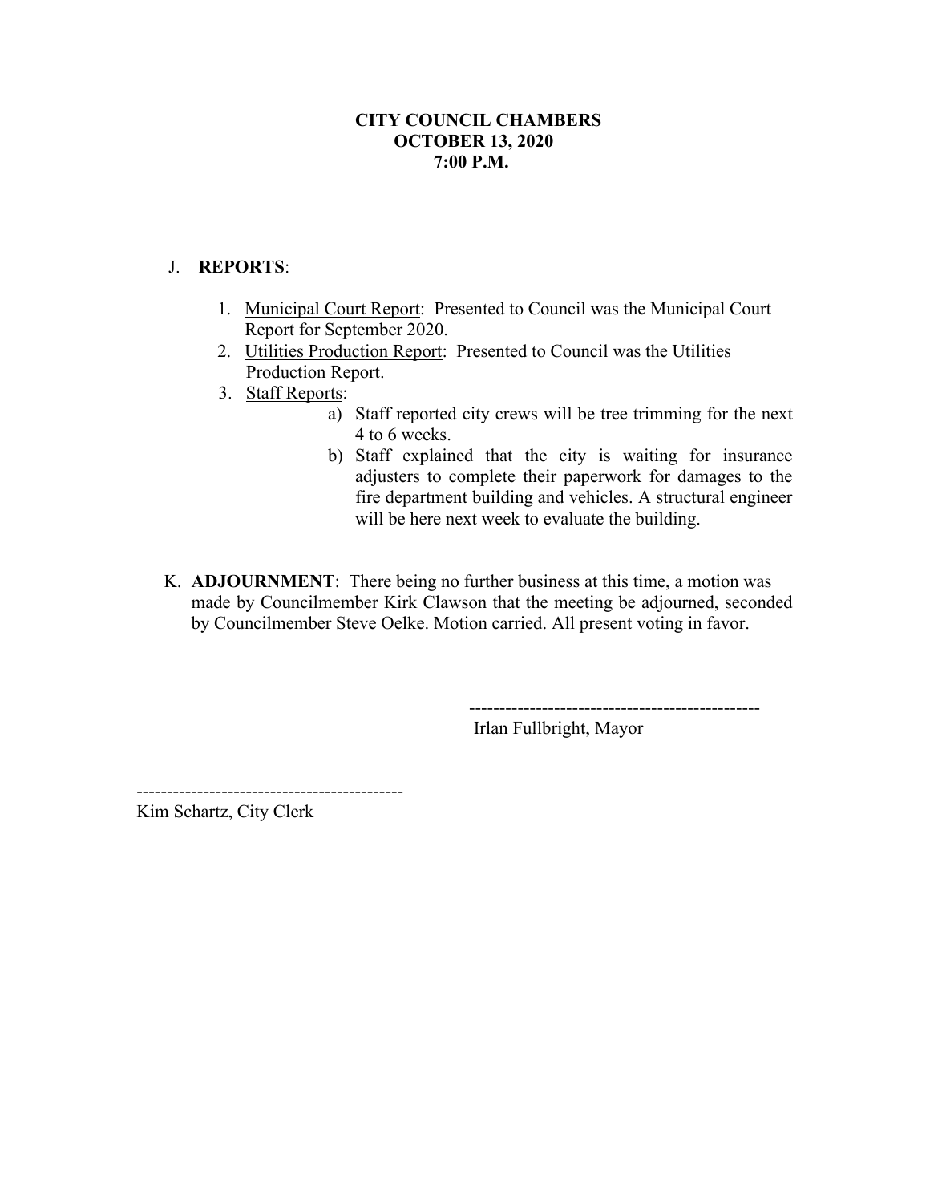**CITY COUNCIL CHAMBERS**
**OCTOBER 13, 2020**
**7:00 P.M.**

J. **REPORTS**:

1. Municipal Court Report: Presented to Council was the Municipal Court Report for September 2020.
2. Utilities Production Report: Presented to Council was the Utilities Production Report.
3. Staff Reports:
   a) Staff reported city crews will be tree trimming for the next 4 to 6 weeks.
   b) Staff explained that the city is waiting for insurance adjusters to complete their paperwork for damages to the fire department building and vehicles. A structural engineer will be here next week to evaluate the building.

K. **ADJOURNMENT**: There being no further business at this time, a motion was made by Councilmember Kirk Clawson that the meeting be adjourned, seconded by Councilmember Steve Oelke. Motion carried. All present voting in favor.

-----------------------------------------------
Irlan Fullbright, Mayor

--------------------------------------------
Kim Schartz, City Clerk